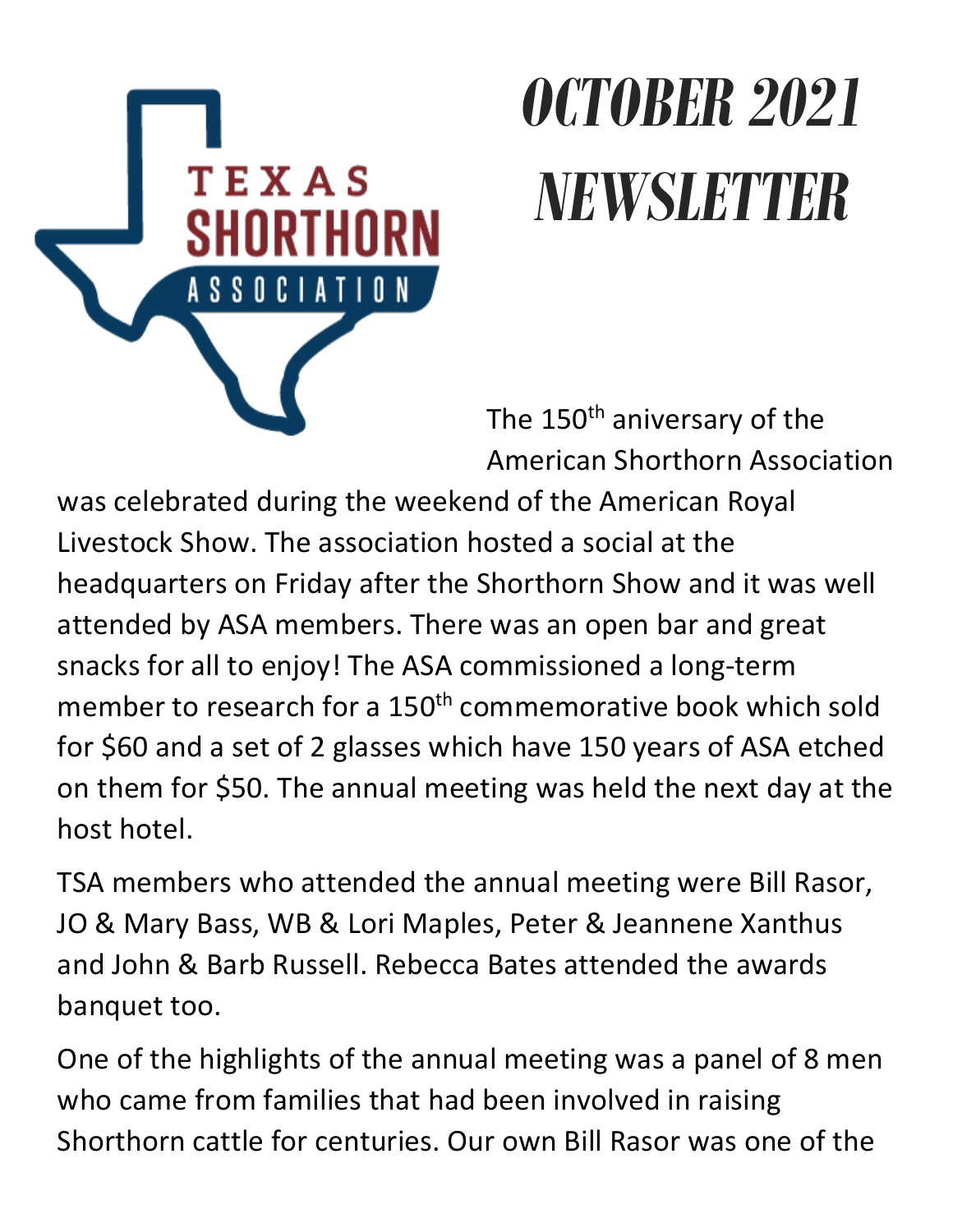TEXAS SHORTHORN ASSOCIATION

# OCTOBER 2021 NEWSLETTER

The 150th anniversary of the American Shorthorn Association was celebrated during the weekend of the American Royal Livestock Show. The association hosted a social at the headquarters on Friday after the Shorthorn Show and it was well attended by ASA members. There was an open bar and great snacks for all to enjoy! The ASA commissioned a long-term member to research for a 150th commemorative book which sold for $60 and a set of 2 glasses which have 150 years of ASA etched on them for $50. The annual meeting was held the next day at the host hotel.

TSA members who attended the annual meeting were Bill Rasor, JO & Mary Bass, WB & Lori Maples, Peter & Jeannene Xanthus and John & Barb Russell. Rebecca Bates attended the awards banquet too.

One of the highlights of the annual meeting was a panel of 8 men who came from families that had been involved in raising Shorthorn cattle for centuries. Our own Bill Rasor was one of the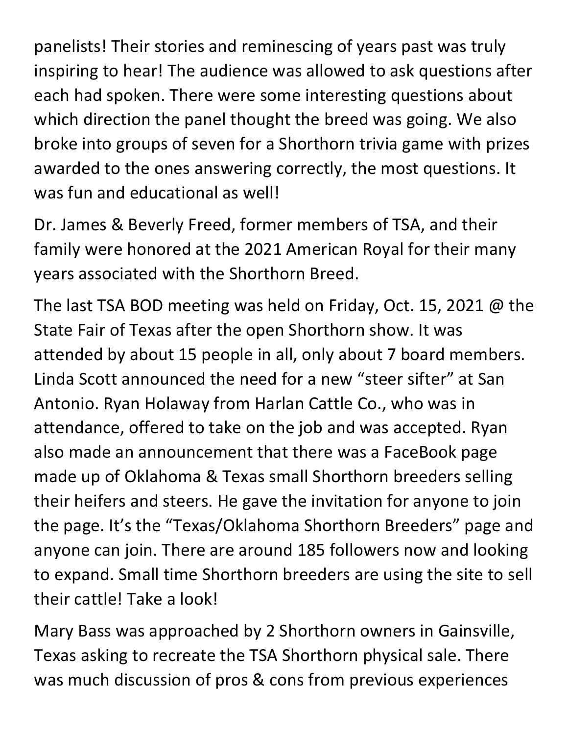panelists! Their stories and reminescing of years past was truly inspiring to hear! The audience was allowed to ask questions after each had spoken. There were some interesting questions about which direction the panel thought the breed was going. We also broke into groups of seven for a Shorthorn trivia game with prizes awarded to the ones answering correctly, the most questions. It was fun and educational as well!

Dr. James & Beverly Freed, former members of TSA, and their family were honored at the 2021 American Royal for their many years associated with the Shorthorn Breed.

The last TSA BOD meeting was held on Friday, Oct. 15, 2021 @ the State Fair of Texas after the open Shorthorn show. It was attended by about 15 people in all, only about 7 board members. Linda Scott announced the need for a new "steer sifter" at San Antonio. Ryan Holaway from Harlan Cattle Co., who was in attendance, offered to take on the job and was accepted. Ryan also made an announcement that there was a FaceBook page made up of Oklahoma & Texas small Shorthorn breeders selling their heifers and steers. He gave the invitation for anyone to join the page. It's the "Texas/Oklahoma Shorthorn Breeders" page and anyone can join. There are around 185 followers now and looking to expand. Small time Shorthorn breeders are using the site to sell their cattle! Take a look!

Mary Bass was approached by 2 Shorthorn owners in Gainsville, Texas asking to recreate the TSA Shorthorn physical sale. There was much discussion of pros & cons from previous experiences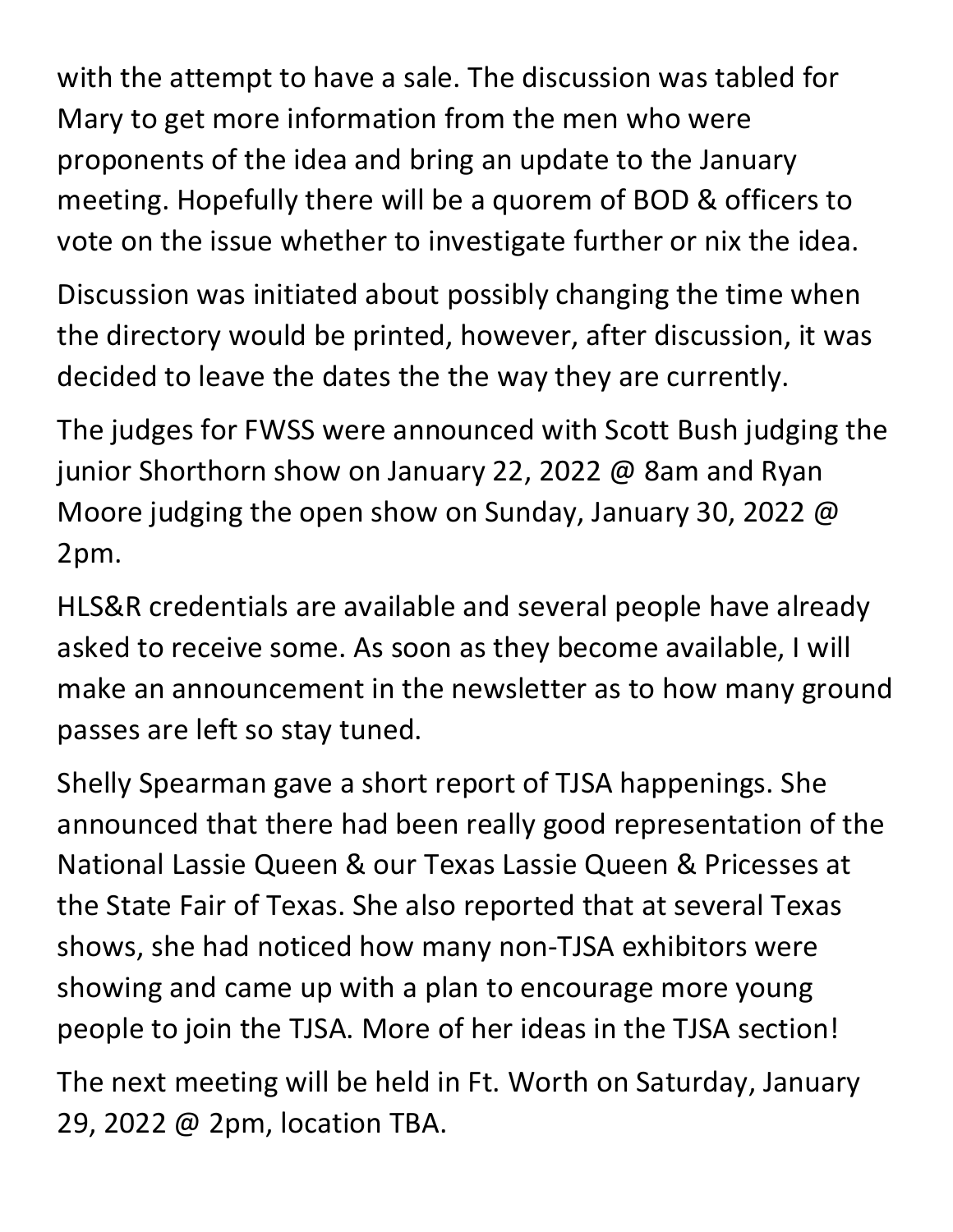with the attempt to have a sale. The discussion was tabled for Mary to get more information from the men who were proponents of the idea and bring an update to the January meeting. Hopefully there will be a quorem of BOD & officers to vote on the issue whether to investigate further or nix the idea.

Discussion was initiated about possibly changing the time when the directory would be printed, however, after discussion, it was decided to leave the dates the the way they are currently.

The judges for FWSS were announced with Scott Bush judging the junior Shorthorn show on January 22, 2022 @ 8am and Ryan Moore judging the open show on Sunday, January 30, 2022 @ 2pm.

HLS&R credentials are available and several people have already asked to receive some. As soon as they become available, I will make an announcement in the newsletter as to how many ground passes are left so stay tuned.

Shelly Spearman gave a short report of TJSA happenings. She announced that there had been really good representation of the National Lassie Queen & our Texas Lassie Queen & Pricesses at the State Fair of Texas. She also reported that at several Texas shows, she had noticed how many non-TJSA exhibitors were showing and came up with a plan to encourage more young people to join the TJSA. More of her ideas in the TJSA section!

The next meeting will be held in Ft. Worth on Saturday, January 29, 2022 @ 2pm, location TBA.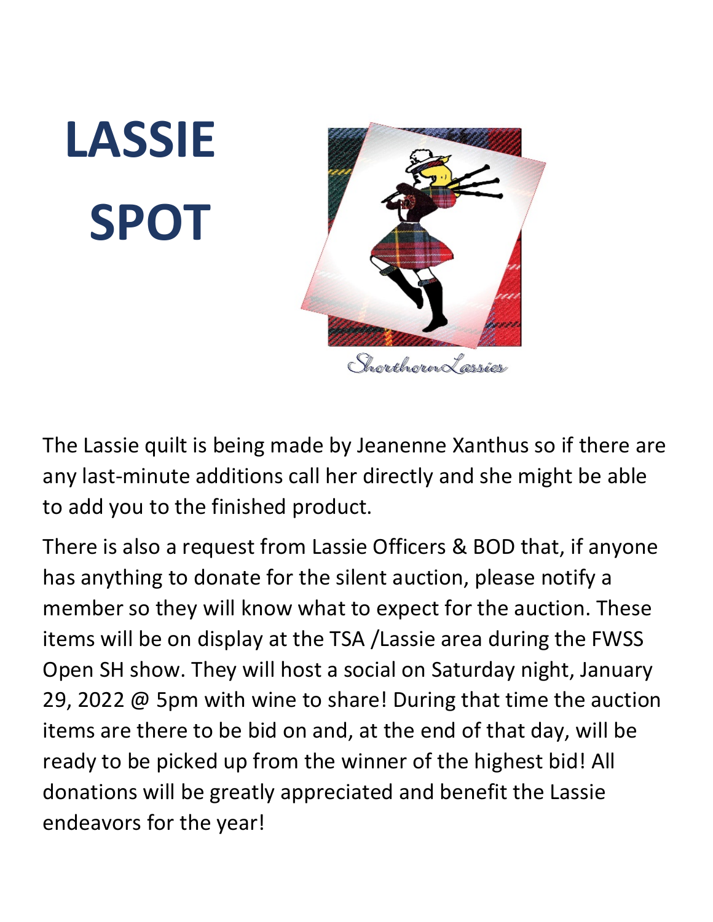# LASSIE SPOT

Shorthorn Lassies

The Lassie quilt is being made by Jeanenne Xanthus so if there are any last-minute additions call her directly and she might be able to add you to the finished product.

There is also a request from Lassie Officers & BOD that, if anyone has anything to donate for the silent auction, please notify a member so they will know what to expect for the auction. These items will be on display at the TSA /Lassie area during the FWSS Open SH show. They will host a social on Saturday night, January 29, 2022 @ 5pm with wine to share! During that time the auction items are there to be bid on and, at the end of that day, will be ready to be picked up from the winner of the highest bid! All donations will be greatly appreciated and benefit the Lassie endeavors for the year!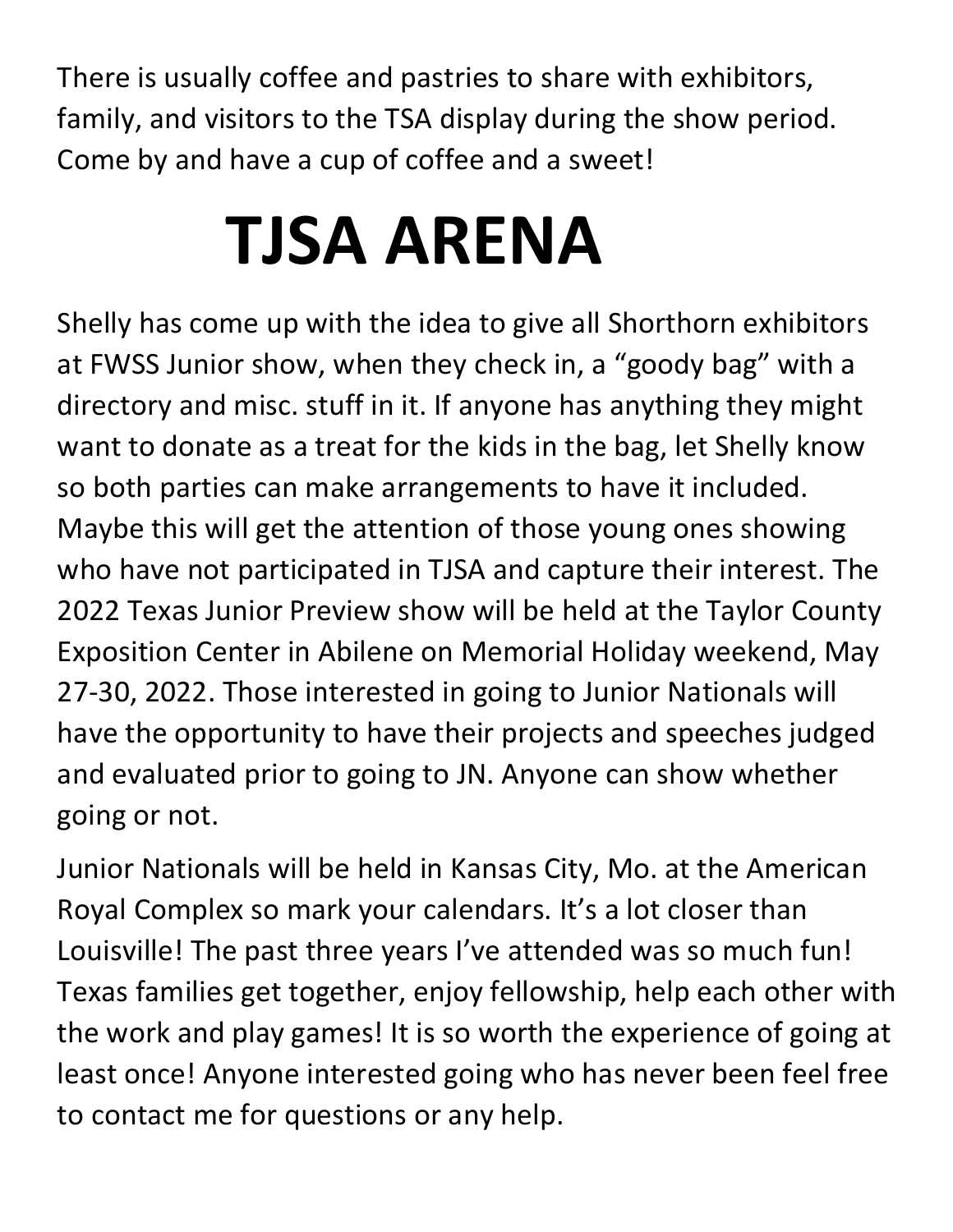There is usually coffee and pastries to share with exhibitors, family, and visitors to the TSA display during the show period. Come by and have a cup of coffee and a sweet!

# TJSA ARENA

Shelly has come up with the idea to give all Shorthorn exhibitors at FWSS Junior show, when they check in, a "goody bag" with a directory and misc. stuff in it. If anyone has anything they might want to donate as a treat for the kids in the bag, let Shelly know so both parties can make arrangements to have it included. Maybe this will get the attention of those young ones showing who have not participated in TJSA and capture their interest. The 2022 Texas Junior Preview show will be held at the Taylor County Exposition Center in Abilene on Memorial Holiday weekend, May 27-30, 2022. Those interested in going to Junior Nationals will have the opportunity to have their projects and speeches judged and evaluated prior to going to JN. Anyone can show whether going or not.

Junior Nationals will be held in Kansas City, Mo. at the American Royal Complex so mark your calendars. It's a lot closer than Louisville! The past three years I've attended was so much fun! Texas families get together, enjoy fellowship, help each other with the work and play games! It is so worth the experience of going at least once! Anyone interested going who has never been feel free to contact me for questions or any help.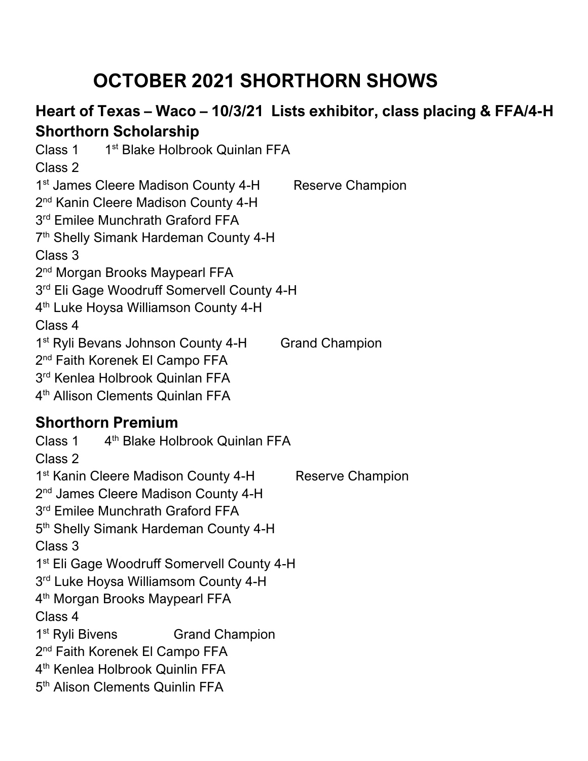# OCTOBER 2021 SHORTHORN SHOWS

## Heart of Texas – Waco – 10/3/21 Lists exhibitor, class placing & FFA/4-H Shorthorn Scholarship

Class 1 1st Blake Holbrook Quinlan FFA

Class 2

1st James Cleere Madison County 4-H Reserve Champion

2nd Kanin Cleere Madison County 4-H

3rd Emilee Munchrath Graford FFA

7th Shelly Simank Hardeman County 4-H

Class 3

2nd Morgan Brooks Maypearl FFA

3rd Eli Gage Woodruff Somervell County 4-H

4th Luke Hoysa Williamson County 4-H

Class 4

1st Ryli Bevans Johnson County 4-H Grand Champion

2nd Faith Korenek El Campo FFA

3rd Kenlea Holbrook Quinlan FFA

4th Allison Clements Quinlan FFA

## Shorthorn Premium

Class 1 4th Blake Holbrook Quinlan FFA

Class 2

1st Kanin Cleere Madison County 4-H Reserve Champion

2nd James Cleere Madison County 4-H

3rd Emilee Munchrath Graford FFA

5th Shelly Simank Hardeman County 4-H

Class 3

1st Eli Gage Woodruff Somervell County 4-H

3rd Luke Hoysa Williamsom County 4-H

4th Morgan Brooks Maypearl FFA

Class 4

1st Ryli Bivens Grand Champion

2nd Faith Korenek El Campo FFA

4th Kenlea Holbrook Quinlin FFA

5th Alison Clements Quinlin FFA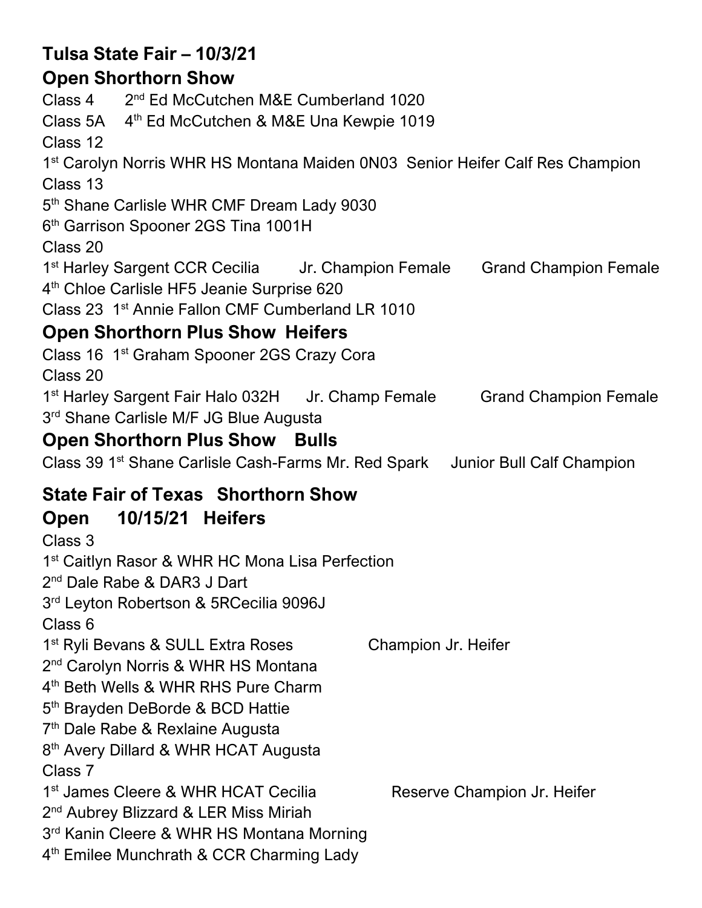## Tulsa State Fair – 10/3/21

## Open Shorthorn Show

Class 4 2nd Ed McCutchen M&E Cumberland 1020

Class 5A 4th Ed McCutchen & M&E Una Kewpie 1019

Class 12

1st Carolyn Norris WHR HS Montana Maiden 0N03 Senior Heifer Calf Res Champion

Class 13

5th Shane Carlisle WHR CMF Dream Lady 9030

6th Garrison Spooner 2GS Tina 1001H

Class 20

1st Harley Sargent CCR Cecilia Jr. Champion Female Grand Champion Female

4th Chloe Carlisle HF5 Jeanie Surprise 620

Class 23 1st Annie Fallon CMF Cumberland LR 1010

## Open Shorthorn Plus Show Heifers

Class 16 1st Graham Spooner 2GS Crazy Cora

Class 20

1st Harley Sargent Fair Halo 032H Jr. Champ Female Grand Champion Female

3rd Shane Carlisle M/F JG Blue Augusta

## Open Shorthorn Plus Show Bulls

Class 39 1st Shane Carlisle Cash-Farms Mr. Red Spark Junior Bull Calf Champion

## State Fair of Texas Shorthorn Show

## Open 10/15/21 Heifers

Class 3

1st Caitlyn Rasor & WHR HC Mona Lisa Perfection

2nd Dale Rabe & DAR3 J Dart

3rd Leyton Robertson & 5RCecilia 9096J

Class 6

1st Ryli Bevans & SULL Extra Roses Champion Jr. Heifer

2nd Carolyn Norris & WHR HS Montana

4th Beth Wells & WHR RHS Pure Charm

5th Brayden DeBorde & BCD Hattie

7th Dale Rabe & Rexlaine Augusta

8th Avery Dillard & WHR HCAT Augusta

Class 7

1st James Cleere & WHR HCAT Cecilia Reserve Champion Jr. Heifer

2nd Aubrey Blizzard & LER Miss Miriah

3rd Kanin Cleere & WHR HS Montana Morning

4th Emilee Munchrath & CCR Charming Lady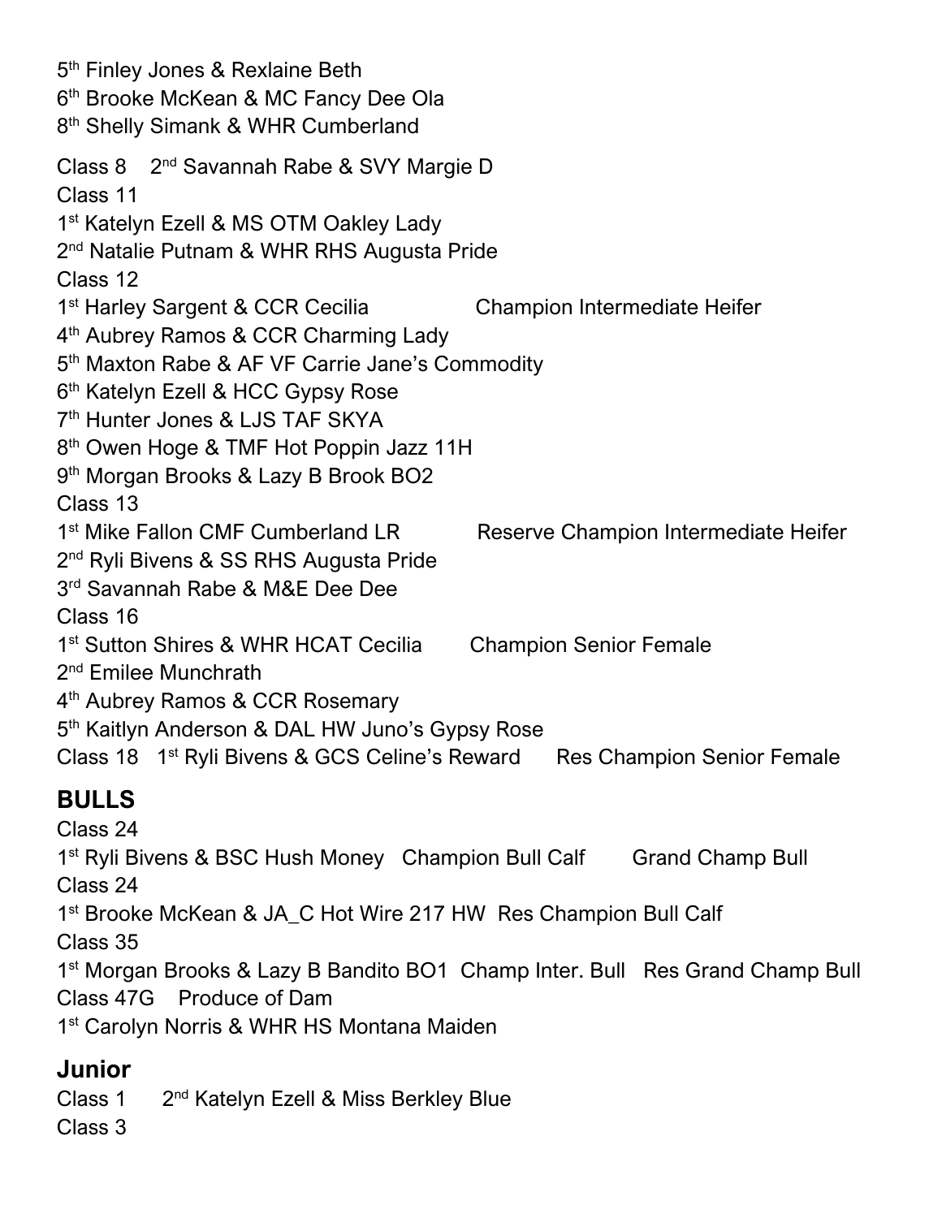5th Finley Jones & Rexlaine Beth  
6th Brooke McKean & MC Fancy Dee Ola  
8th Shelly Simank & WHR Cumberland

Class 8 2nd Savannah Rabe & SVY Margie D  
Class 11  
1st Katelyn Ezell & MS OTM Oakley Lady  
2nd Natalie Putnam & WHR RHS Augusta Pride  
Class 12  
1st Harley Sargent & CCR Cecilia Champion Intermediate Heifer  
4th Aubrey Ramos & CCR Charming Lady  
5th Maxton Rabe & AF VF Carrie Jane's Commodity  
6th Katelyn Ezell & HCC Gypsy Rose  
7th Hunter Jones & LJS TAF SKYA  
8th Owen Hoge & TMF Hot Poppin Jazz 11H  
9th Morgan Brooks & Lazy B Brook BO2  
Class 13  
1st Mike Fallon CMF Cumberland LR Reserve Champion Intermediate Heifer  
2nd Ryli Bivens & SS RHS Augusta Pride  
3rd Savannah Rabe & M&E Dee Dee  
Class 16  
1st Sutton Shires & WHR HCAT Cecilia Champion Senior Female  
2nd Emilee Munchrath  
4th Aubrey Ramos & CCR Rosemary  
5th Kaitlyn Anderson & DAL HW Juno's Gypsy Rose  
Class 18 1st Ryli Bivens & GCS Celine's Reward Res Champion Senior Female

## BULLS

Class 24  
1st Ryli Bivens & BSC Hush Money Champion Bull Calf Grand Champ Bull  
Class 24  
1st Brooke McKean & JA_C Hot Wire 217 HW Res Champion Bull Calf  
Class 35  
1st Morgan Brooks & Lazy B Bandito BO1 Champ Inter. Bull Res Grand Champ Bull  
Class 47G Produce of Dam  
1st Carolyn Norris & WHR HS Montana Maiden

## Junior

Class 1 2nd Katelyn Ezell & Miss Berkley Blue  
Class 3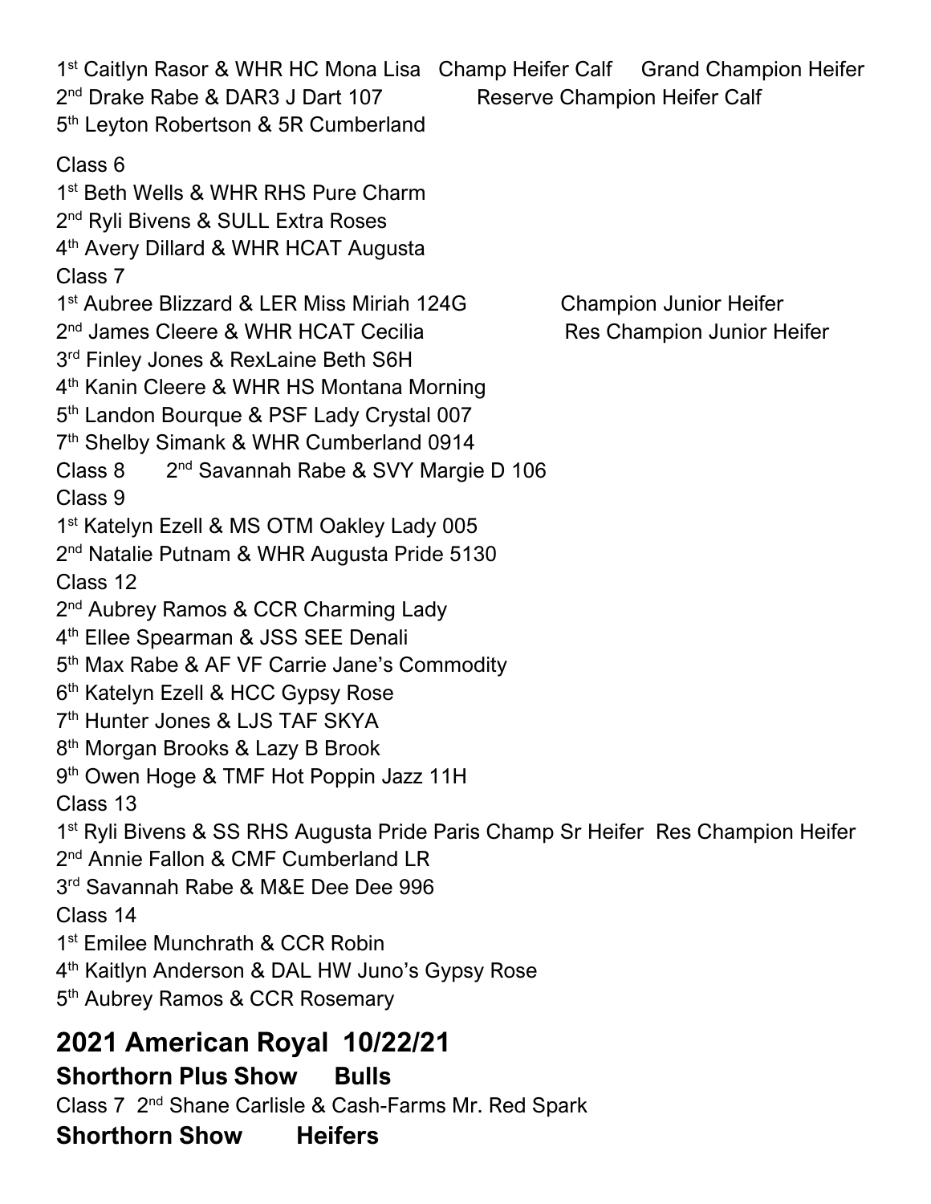1st Caitlyn Rasor & WHR HC Mona Lisa   Champ Heifer Calf     Grand Champion Heifer
2nd Drake Rabe & DAR3 J Dart 107               Reserve Champion Heifer Calf
5th Leyton Robertson & 5R Cumberland

Class 6
1st Beth Wells & WHR RHS Pure Charm
2nd Ryli Bivens & SULL Extra Roses
4th Avery Dillard & WHR HCAT Augusta
Class 7
1st Aubree Blizzard & LER Miss Miriah 124G               Champion Junior Heifer
2nd James Cleere & WHR HCAT Cecilia                       Res Champion Junior Heifer
3rd Finley Jones & RexLaine Beth S6H
4th Kanin Cleere & WHR HS Montana Morning
5th Landon Bourque & PSF Lady Crystal 007
7th Shelby Simank & WHR Cumberland 0914
Class 8       2nd Savannah Rabe & SVY Margie D 106
Class 9
1st Katelyn Ezell & MS OTM Oakley Lady 005
2nd Natalie Putnam & WHR Augusta Pride 5130
Class 12
2nd Aubrey Ramos & CCR Charming Lady
4th Ellee Spearman & JSS SEE Denali
5th Max Rabe & AF VF Carrie Jane's Commodity
6th Katelyn Ezell & HCC Gypsy Rose
7th Hunter Jones & LJS TAF SKYA
8th Morgan Brooks & Lazy B Brook
9th Owen Hoge & TMF Hot Poppin Jazz 11H
Class 13
1st Ryli Bivens & SS RHS Augusta Pride Paris Champ Sr Heifer  Res Champion Heifer
2nd Annie Fallon & CMF Cumberland LR
3rd Savannah Rabe & M&E Dee Dee 996
Class 14
1st Emilee Munchrath & CCR Robin
4th Kaitlyn Anderson & DAL HW Juno's Gypsy Rose
5th Aubrey Ramos & CCR Rosemary

## 2021 American Royal  10/22/21

### Shorthorn Plus Show     Bulls

Class 7  2nd Shane Carlisle & Cash-Farms Mr. Red Spark

### Shorthorn Show       Heifers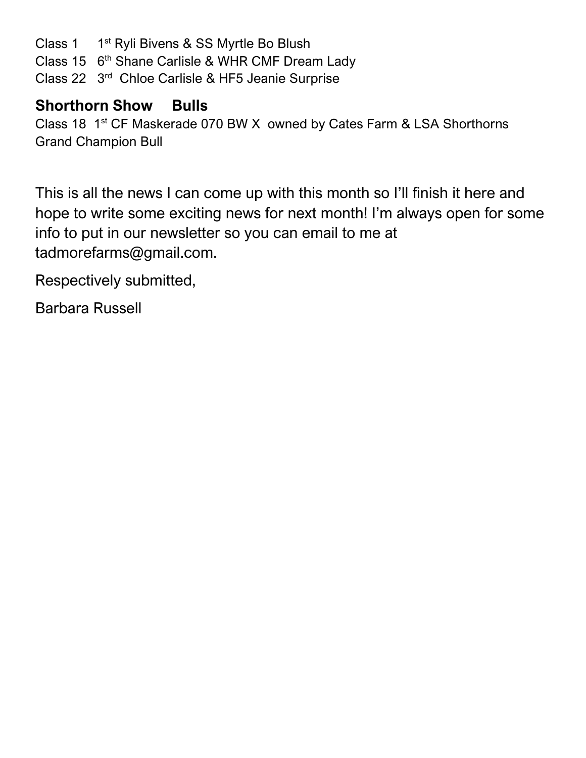Class 1 1st Ryli Bivens & SS Myrtle Bo Blush
Class 15 6th Shane Carlisle & WHR CMF Dream Lady
Class 22 3rd Chloe Carlisle & HF5 Jeanie Surprise

**Shorthorn Show Bulls**

Class 18 1st CF Maskerade 070 BW X owned by Cates Farm & LSA Shorthorns
Grand Champion Bull

This is all the news I can come up with this month so I'll finish it here and hope to write some exciting news for next month! I'm always open for some info to put in our newsletter so you can email to me at tadmorefarms@gmail.com.

Respectively submitted,

Barbara Russell